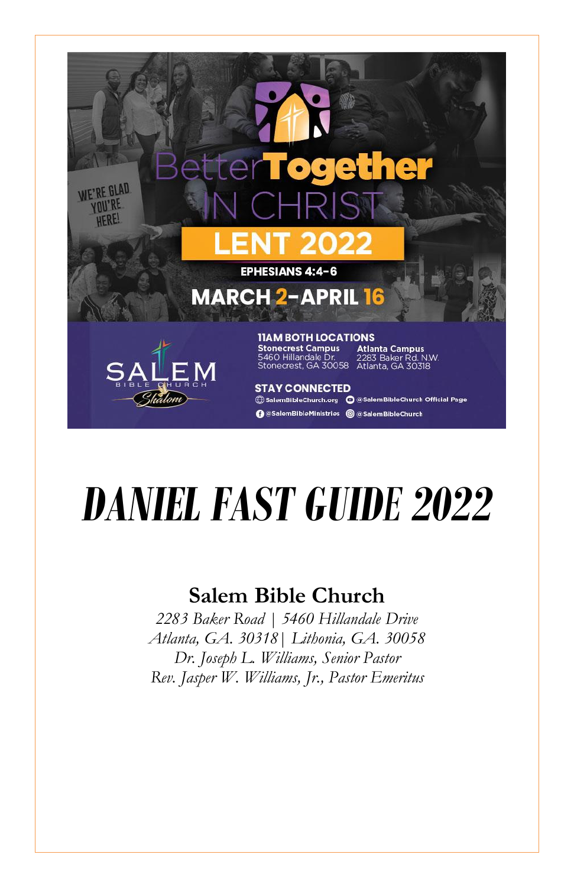Better Together IN CHRIST

LENT 2022

EPHESIANS 4:4-6

MARCH 2-APRIL 16

11AM BOTH LOCATIONS

Stonecrest Campus
5460 Hillandale Dr.
Stonecrest, GA 30058

Atlanta Campus
2283 Baker Rd. N.W.
Atlanta, GA 30318

SALEM BIBLE CHURCH Shalom

STAY CONNECTED

SalemBibleChurch.org
@SalemBibleChurch Official Page
@SalemBibleMinistries
@SalemBibleChurch

# DANIEL FAST GUIDE 2022

## Salem Bible Church

*2283 Baker Road | 5460 Hillandale Drive*
*Atlanta, GA. 30318 | Lithonia, GA. 30058*
*Dr. Joseph L. Williams, Senior Pastor*
*Rev. Jasper W. Williams, Jr., Pastor Emeritus*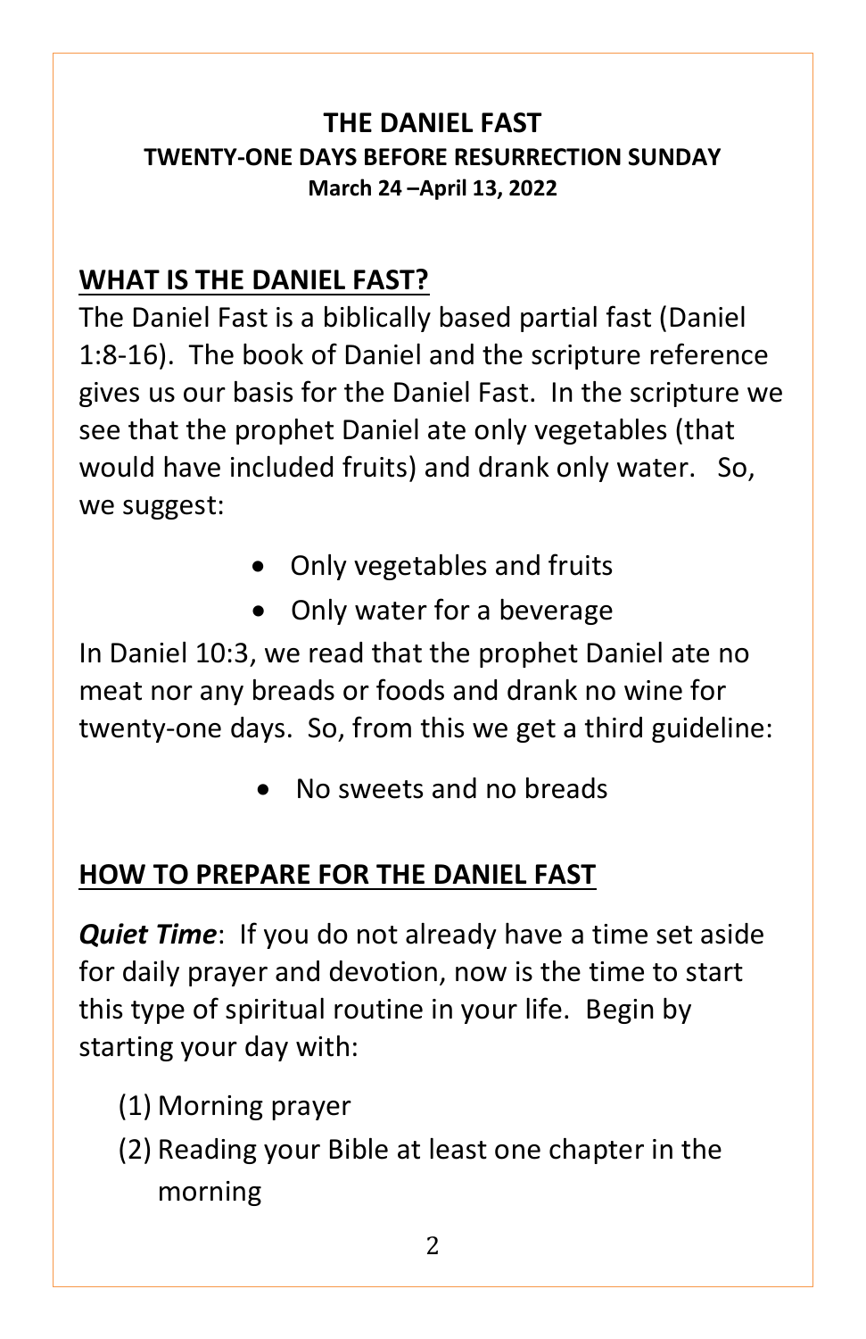# THE DANEL FAST

**TWENTY-ONE DAYS BEFORE RESURRECTION SUNDAY**

**March 24 –April 13, 2022**

## WHAT IS THE DANIEL FAST?

The Daniel Fast is a biblically based partial fast (Daniel 1:8-16). The book of Daniel and the scripture reference gives us our basis for the Daniel Fast. In the scripture we see that the prophet Daniel ate only vegetables (that would have included fruits) and drank only water. So, we suggest:

- Only vegetables and fruits
- Only water for a beverage

In Daniel 10:3, we read that the prophet Daniel ate no meat nor any breads or foods and drank no wine for twenty-one days. So, from this we get a third guideline:

- No sweets and no breads

## HOW TO PREPARE FOR THE DANIEL FAST

***Quiet Time***: If you do not already have a time set aside for daily prayer and devotion, now is the time to start this type of spiritual routine in your life. Begin by starting your day with:

(1) Morning prayer

(2) Reading your Bible at least one chapter in the morning

# THE DANIEL FAST

**TWENTY-ONE DAYS BEFORE RESURRECTION SUNDAY**

**March 24 –April 13, 2022**

## WHAT IS THE DANIEL FAST?

The Daniel Fast is a biblically based partial fast (Daniel 1:8-16). The book of Daniel and the scripture reference gives us our basis for the Daniel Fast. In the scripture we see that the prophet Daniel ate only vegetables (that would have included fruits) and drank only water. So, we suggest:

- Only vegetables and fruits
- Only water for a beverage

In Daniel 10:3, we read that the prophet Daniel ate no meat nor any breads or foods and drank no wine for twenty-one days. So, from this we get a third guideline:

- No sweets and no breads

## HOW TO PREPARE FOR THE DANIEL FAST

***Quiet Time***: If you do not already have a time set aside for daily prayer and devotion, now is the time to start this type of spiritual routine in your life. Begin by starting your day with:

(1) Morning prayer

(2) Reading your Bible at least one chapter in the morning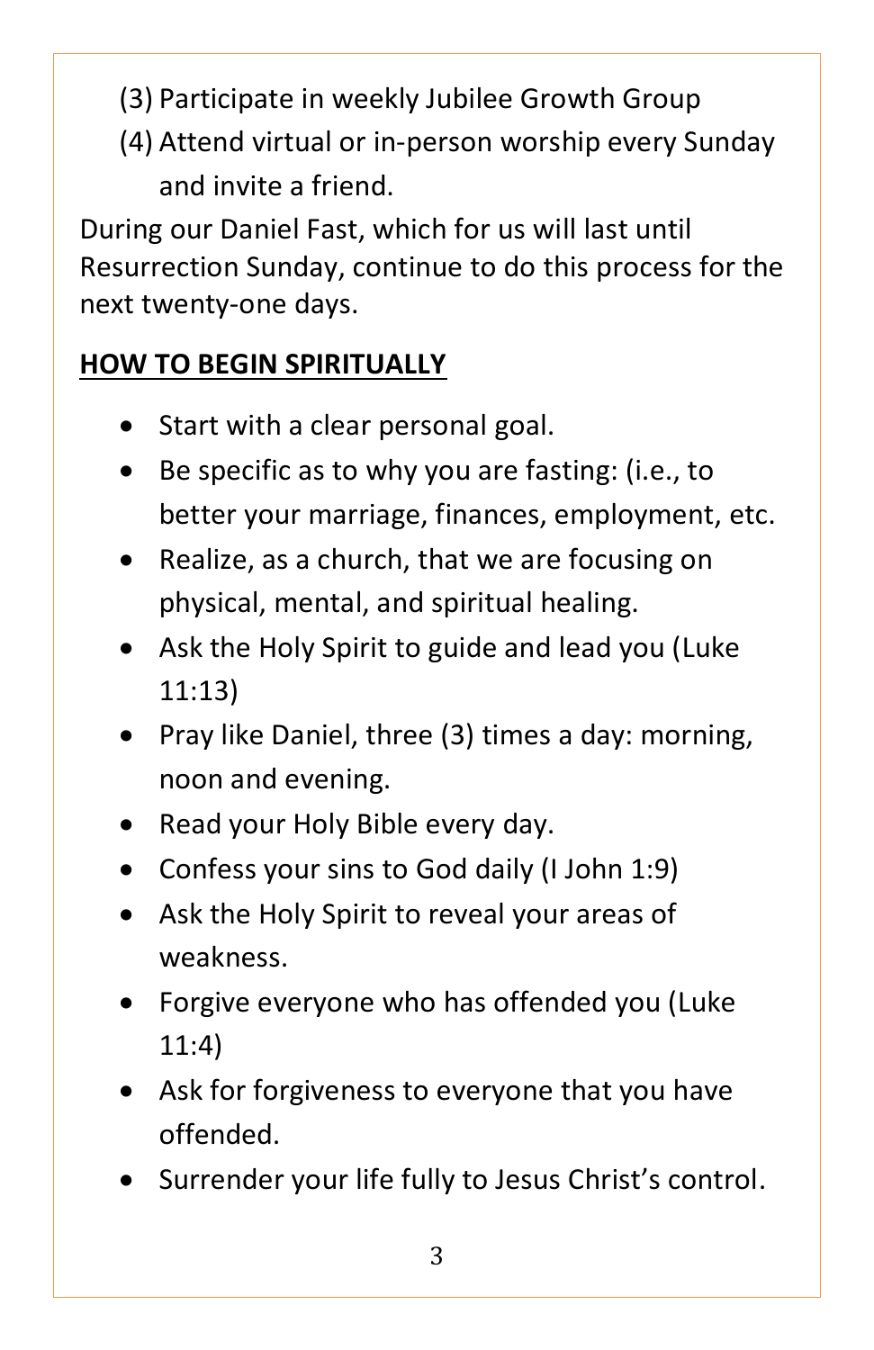(3) Participate in weekly Jubilee Growth Group

(4) Attend virtual or in-person worship every Sunday and invite a friend.

During our Daniel Fast, which for us will last until Resurrection Sunday, continue to do this process for the next twenty-one days.

## **HOW TO BEGIN SPIRITUALLY**

- Start with a clear personal goal.
- Be specific as to why you are fasting: (i.e., to better your marriage, finances, employment, etc.
- Realize, as a church, that we are focusing on physical, mental, and spiritual healing.
- Ask the Holy Spirit to guide and lead you (Luke 11:13)
- Pray like Daniel, three (3) times a day: morning, noon and evening.
- Read your Holy Bible every day.
- Confess your sins to God daily (I John 1:9)
- Ask the Holy Spirit to reveal your areas of weakness.
- Forgive everyone who has offended you (Luke 11:4)
- Ask for forgiveness to everyone that you have offended.
- Surrender your life fully to Jesus Christ's control.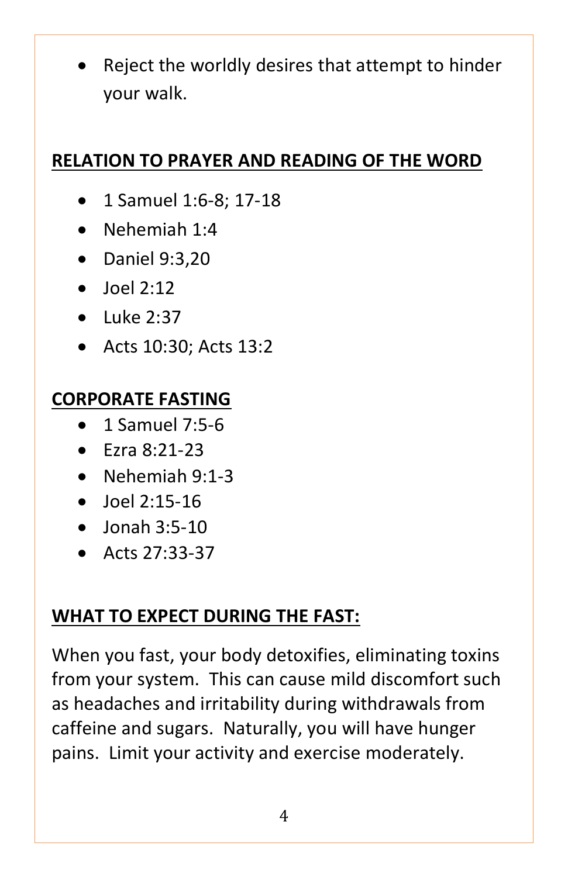- Reject the worldly desires that attempt to hinder your walk.

## RELATION TO PRAYER AND READING OF THE WORD

- 1 Samuel 1:6-8; 17-18
- Nehemiah 1:4
- Daniel 9:3,20
- Joel 2:12
- Luke 2:37
- Acts 10:30; Acts 13:2

## CORPORATE FASTING

- 1 Samuel 7:5-6
- Ezra 8:21-23
- Nehemiah 9:1-3
- Joel 2:15-16
- Jonah 3:5-10
- Acts 27:33-37

## WHAT TO EXPECT DURING THE FAST:

When you fast, your body detoxifies, eliminating toxins from your system. This can cause mild discomfort such as headaches and irritability during withdrawals from caffeine and sugars. Naturally, you will have hunger pains. Limit your activity and exercise moderately.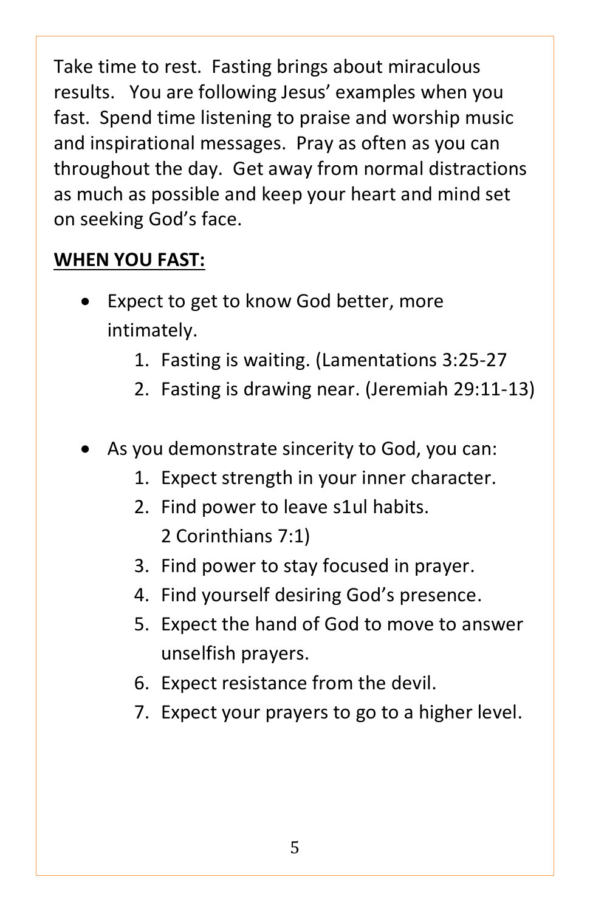Take time to rest. Fasting brings about miraculous results. You are following Jesus' examples when you fast. Spend time listening to praise and worship music and inspirational messages. Pray as often as you can throughout the day. Get away from normal distractions as much as possible and keep your heart and mind set on seeking God's face.

**WHEN YOU FAST:**

- Expect to get to know God better, more intimately.
    1. Fasting is waiting. (Lamentations 3:25-27
    2. Fasting is drawing near. (Jeremiah 29:11-13)

- As you demonstrate sincerity to God, you can:
    1. Expect strength in your inner character.
    2. Find power to leave s1ul habits.
       2 Corinthians 7:1)
    3. Find power to stay focused in prayer.
    4. Find yourself desiring God's presence.
    5. Expect the hand of God to move to answer unselfish prayers.
    6. Expect resistance from the devil.
    7. Expect your prayers to go to a higher level.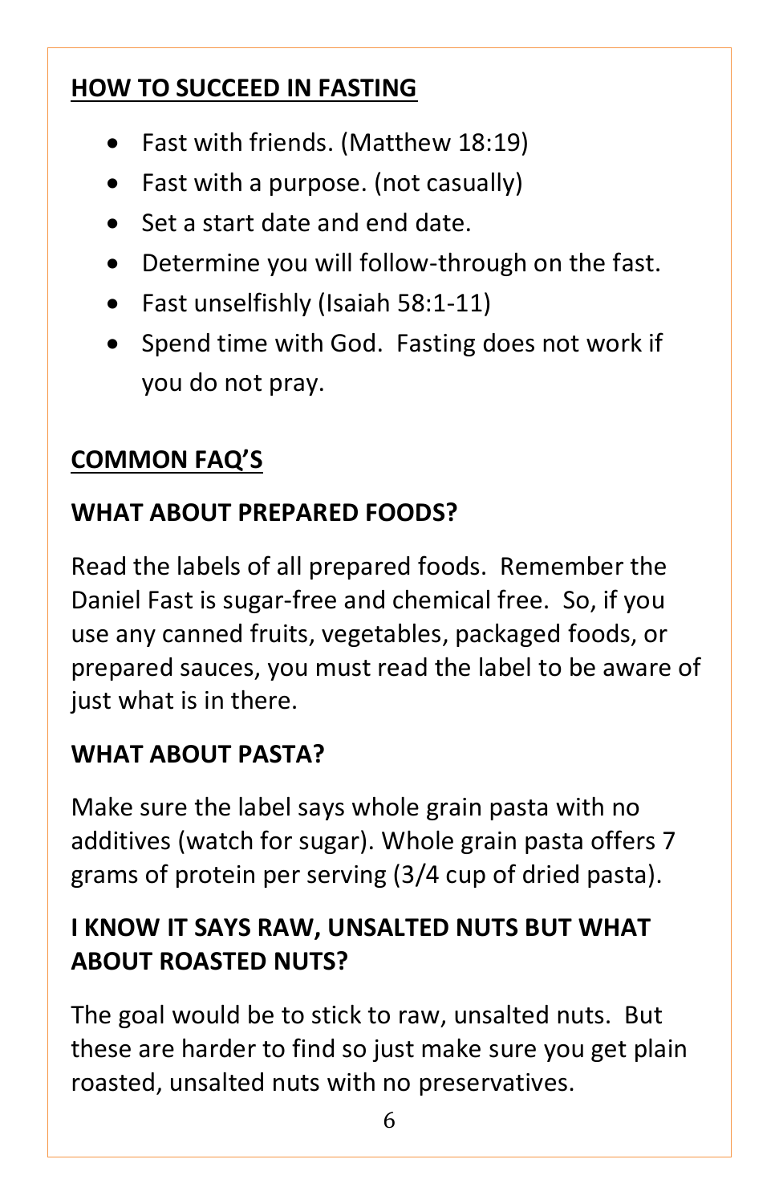## HOW TO SUCCEED IN FASTING

- Fast with friends. (Matthew 18:19)
- Fast with a purpose. (not casually)
- Set a start date and end date.
- Determine you will follow-through on the fast.
- Fast unselfishly (Isaiah 58:1-11)
- Spend time with God. Fasting does not work if you do not pray.

## COMMON FAQ'S

### WHAT ABOUT PREPARED FOODS?

Read the labels of all prepared foods. Remember the Daniel Fast is sugar-free and chemical free. So, if you use any canned fruits, vegetables, packaged foods, or prepared sauces, you must read the label to be aware of just what is in there.

### WHAT ABOUT PASTA?

Make sure the label says whole grain pasta with no additives (watch for sugar). Whole grain pasta offers 7 grams of protein per serving (3/4 cup of dried pasta).

### I KNOW IT SAYS RAW, UNSALTED NUTS BUT WHAT ABOUT ROASTED NUTS?

The goal would be to stick to raw, unsalted nuts. But these are harder to find so just make sure you get plain roasted, unsalted nuts with no preservatives.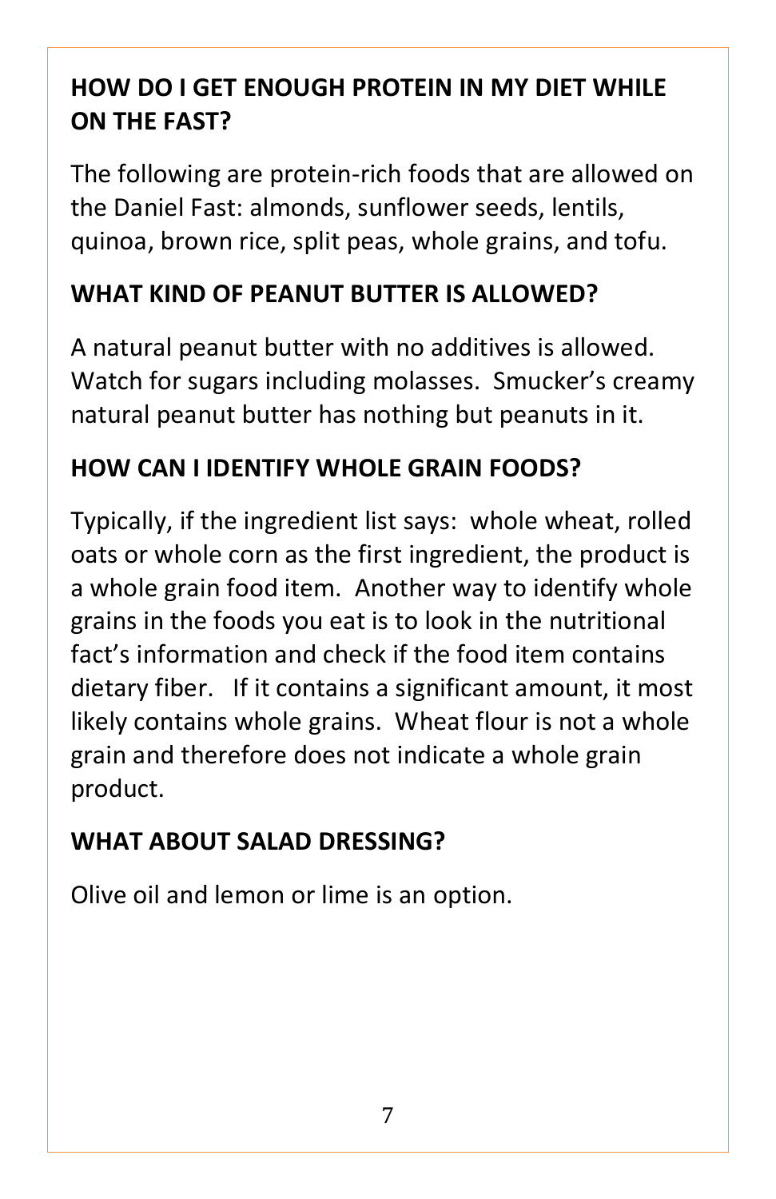## HOW DO I GET ENOUGH PROTEIN IN MY DIET WHILE ON THE FAST?

The following are protein-rich foods that are allowed on the Daniel Fast: almonds, sunflower seeds, lentils, quinoa, brown rice, split peas, whole grains, and tofu.

## WHAT KIND OF PEANUT BUTTER IS ALLOWED?

A natural peanut butter with no additives is allowed. Watch for sugars including molasses. Smucker's creamy natural peanut butter has nothing but peanuts in it.

## HOW CAN I IDENTIFY WHOLE GRAIN FOODS?

Typically, if the ingredient list says: whole wheat, rolled oats or whole corn as the first ingredient, the product is a whole grain food item. Another way to identify whole grains in the foods you eat is to look in the nutritional fact's information and check if the food item contains dietary fiber. If it contains a significant amount, it most likely contains whole grains. Wheat flour is not a whole grain and therefore does not indicate a whole grain product.

## WHAT ABOUT SALAD DRESSING?

Olive oil and lemon or lime is an option.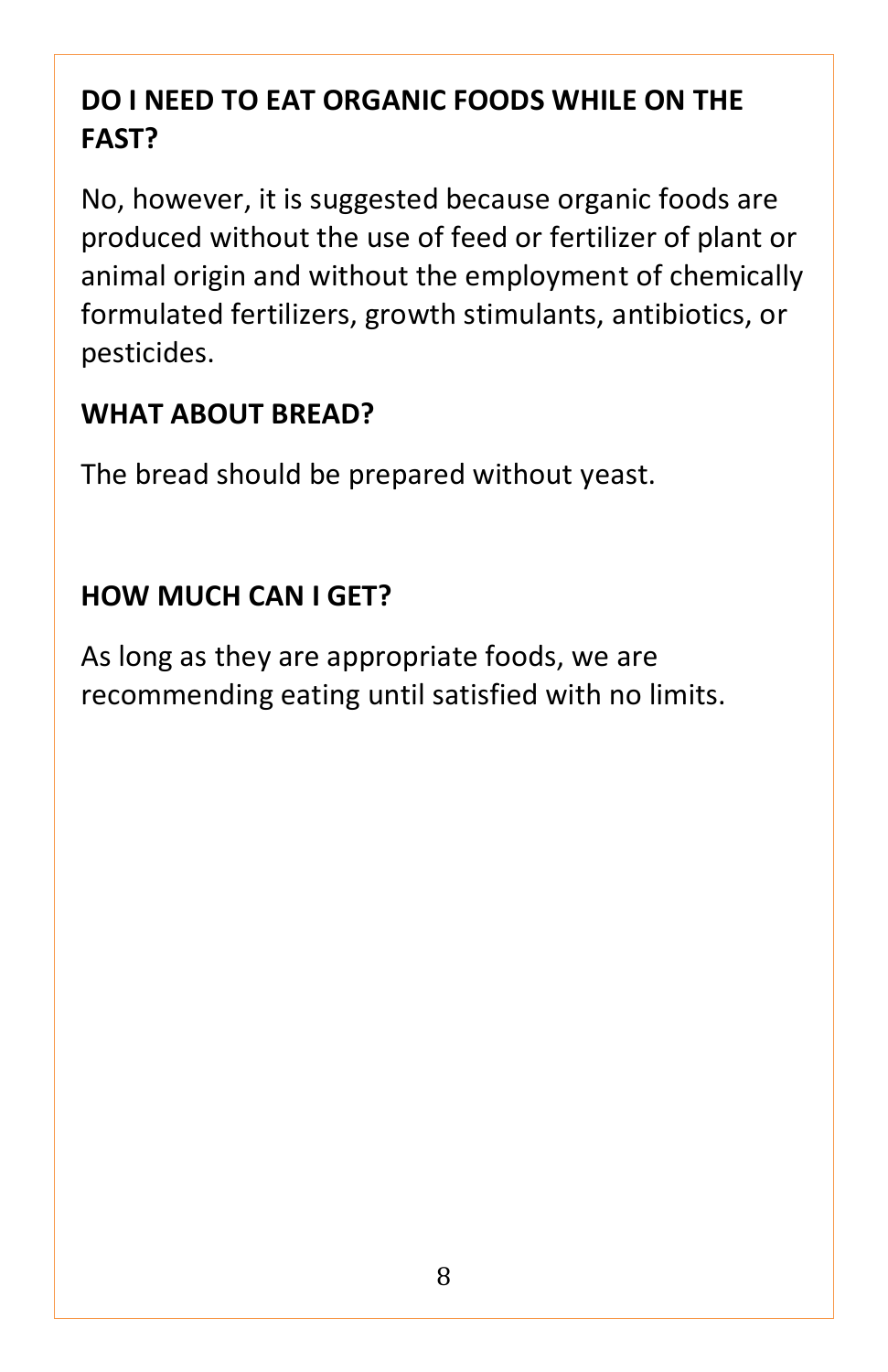## DO I NEED TO EAT ORGANIC FOODS WHILE ON THE FAST?

No, however, it is suggested because organic foods are produced without the use of feed or fertilizer of plant or animal origin and without the employment of chemically formulated fertilizers, growth stimulants, antibiotics, or pesticides.

## WHAT ABOUT BREAD?

The bread should be prepared without yeast.

## HOW MUCH CAN I GET?

As long as they are appropriate foods, we are recommending eating until satisfied with no limits.